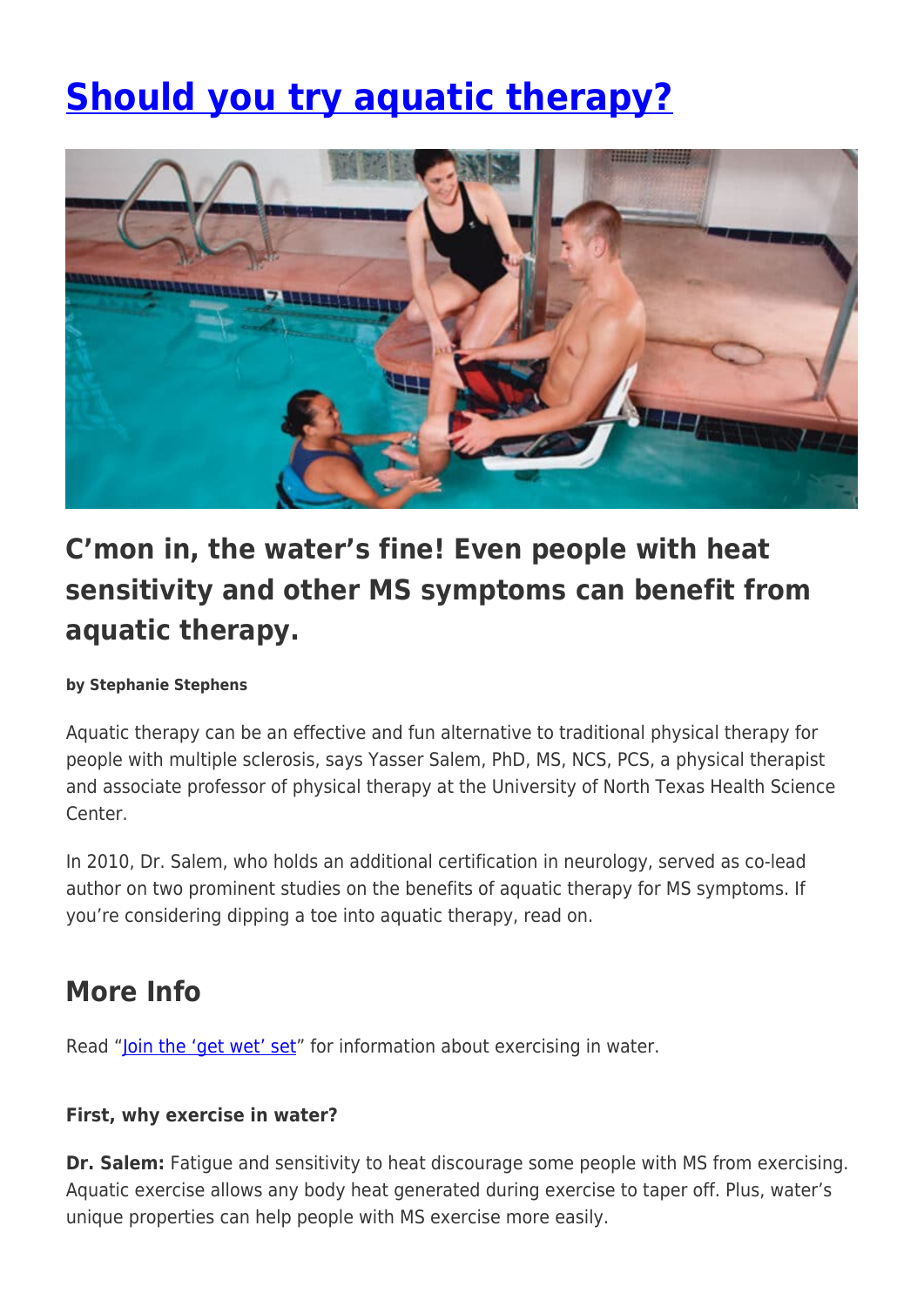# [Should you try aquatic therapy?]

## C'mon in, the water's fine! Even people with heat sensitivity and other MS symptoms can benefit from aquatic therapy.

**by Stephanie Stephens**

Aquatic therapy can be an effective and fun alternative to traditional physical therapy for people with multiple sclerosis, says Yasser Salem, PhD, MS, NCS, PCS, a physical therapist and associate professor of physical therapy at the University of North Texas Health Science Center.

In 2010, Dr. Salem, who holds an additional certification in neurology, served as co-lead author on two prominent studies on the benefits of aquatic therapy for MS symptoms. If you're considering dipping a toe into aquatic therapy, read on.

## More Info

Read "Join the 'get wet' set" for information about exercising in water.

**First, why exercise in water?**

**Dr. Salem:** Fatigue and sensitivity to heat discourage some people with MS from exercising. Aquatic exercise allows any body heat generated during exercise to taper off. Plus, water's unique properties can help people with MS exercise more easily.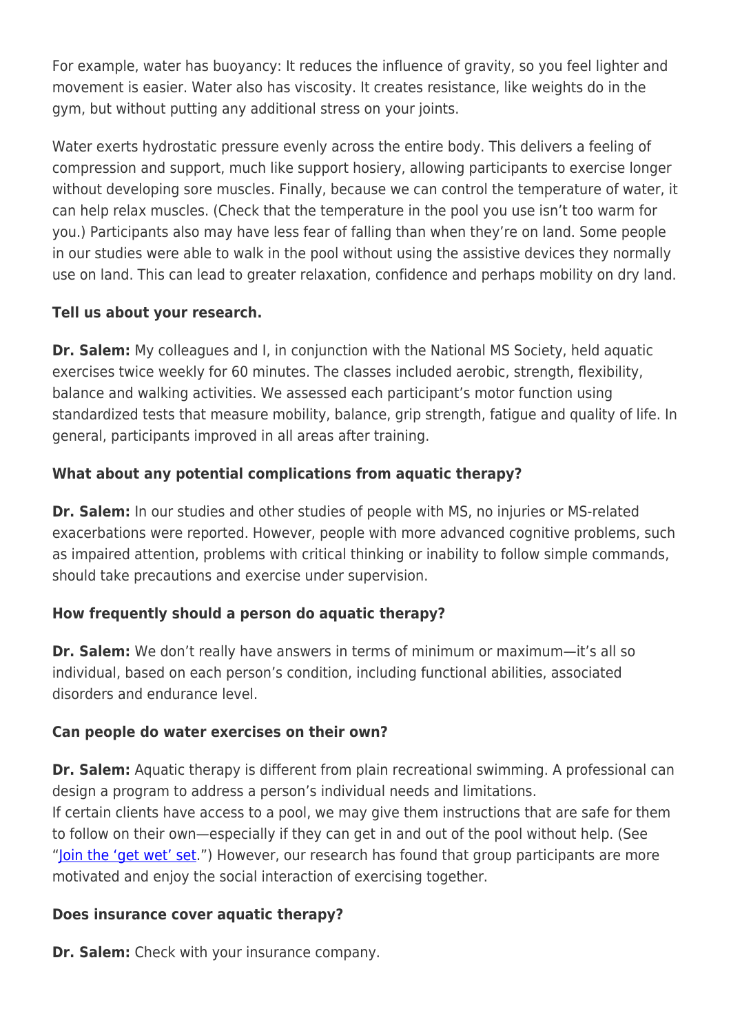For example, water has buoyancy: It reduces the influence of gravity, so you feel lighter and movement is easier. Water also has viscosity. It creates resistance, like weights do in the gym, but without putting any additional stress on your joints.

Water exerts hydrostatic pressure evenly across the entire body. This delivers a feeling of compression and support, much like support hosiery, allowing participants to exercise longer without developing sore muscles. Finally, because we can control the temperature of water, it can help relax muscles. (Check that the temperature in the pool you use isn't too warm for you.) Participants also may have less fear of falling than when they're on land. Some people in our studies were able to walk in the pool without using the assistive devices they normally use on land. This can lead to greater relaxation, confidence and perhaps mobility on dry land.

**Tell us about your research.**

**Dr. Salem:** My colleagues and I, in conjunction with the National MS Society, held aquatic exercises twice weekly for 60 minutes. The classes included aerobic, strength, flexibility, balance and walking activities. We assessed each participant's motor function using standardized tests that measure mobility, balance, grip strength, fatigue and quality of life. In general, participants improved in all areas after training.

**What about any potential complications from aquatic therapy?**

**Dr. Salem:** In our studies and other studies of people with MS, no injuries or MS-related exacerbations were reported. However, people with more advanced cognitive problems, such as impaired attention, problems with critical thinking or inability to follow simple commands, should take precautions and exercise under supervision.

**How frequently should a person do aquatic therapy?**

**Dr. Salem:** We don't really have answers in terms of minimum or maximum—it's all so individual, based on each person's condition, including functional abilities, associated disorders and endurance level.

**Can people do water exercises on their own?**

**Dr. Salem:** Aquatic therapy is different from plain recreational swimming. A professional can design a program to address a person's individual needs and limitations.
If certain clients have access to a pool, we may give them instructions that are safe for them to follow on their own—especially if they can get in and out of the pool without help. (See "Join the 'get wet' set.") However, our research has found that group participants are more motivated and enjoy the social interaction of exercising together.

**Does insurance cover aquatic therapy?**

**Dr. Salem:** Check with your insurance company.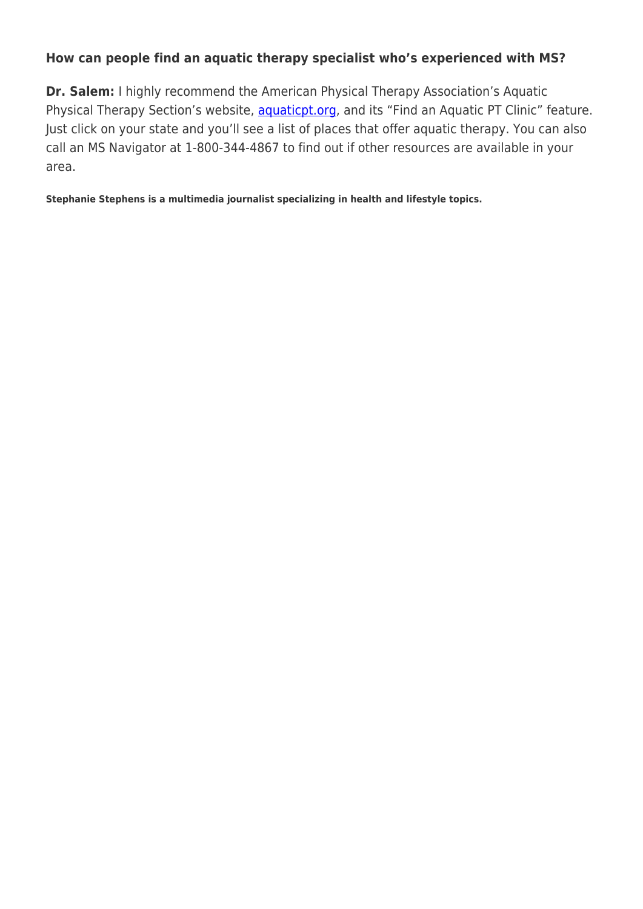### How can people find an aquatic therapy specialist who's experienced with MS?

**Dr. Salem:** I highly recommend the American Physical Therapy Association's Aquatic Physical Therapy Section's website, [aquaticpt.org](aquaticpt.org), and its "Find an Aquatic PT Clinic" feature. Just click on your state and you'll see a list of places that offer aquatic therapy. You can also call an MS Navigator at 1-800-344-4867 to find out if other resources are available in your area.

**Stephanie Stephens is a multimedia journalist specializing in health and lifestyle topics.**